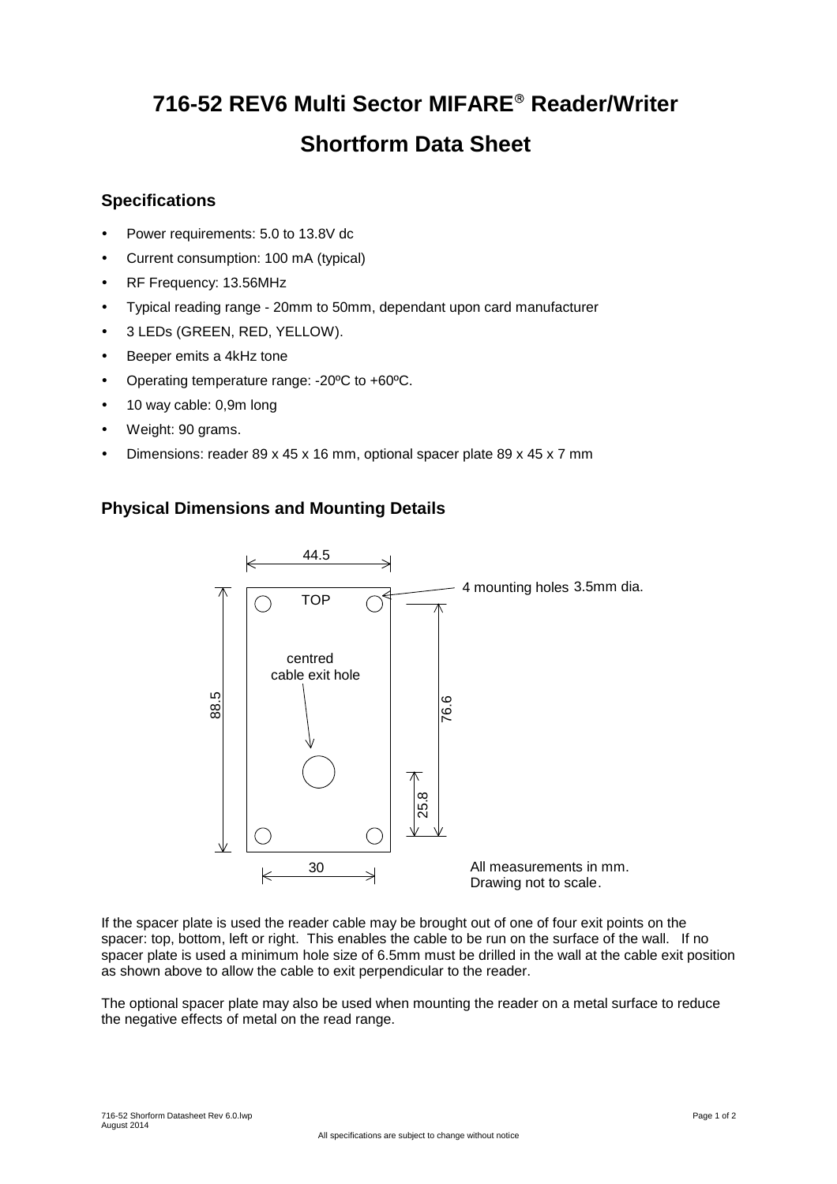# 716-52 REV6 Multi Sector MIFARE® Reader/Writer

# Shortform Data Sheet

## Specifications

- Power requirements: 5.0 to 13.8V dc
- Current consumption: 100 mA (typical)
- RF Frequency: 13.56MHz
- Typical reading range - 20mm to 50mm, dependant upon card manufacturer
- 3 LEDs (GREEN, RED, YELLOW).
- Beeper emits a 4kHz tone
- Operating temperature range: -20ºC to +60ºC.
- 10 way cable: 0,9m long
- Weight: 90 grams.
- Dimensions: reader 89 x 45 x 16 mm, optional spacer plate 89 x 45 x 7 mm

## Physical Dimensions and Mounting Details

44.5

4 mounting holes 3.5mm dia.

TOP

centred cable exit hole

88.5

76.6

25.8

30

All measurements in mm.
Drawing not to scale.

If the spacer plate is used the reader cable may be brought out of one of four exit points on the spacer: top, bottom, left or right. This enables the cable to be run on the surface of the wall. If no spacer plate is used a minimum hole size of 6.5mm must be drilled in the wall at the cable exit position as shown above to allow the cable to exit perpendicular to the reader.

The optional spacer plate may also be used when mounting the reader on a metal surface to reduce the negative effects of metal on the read range.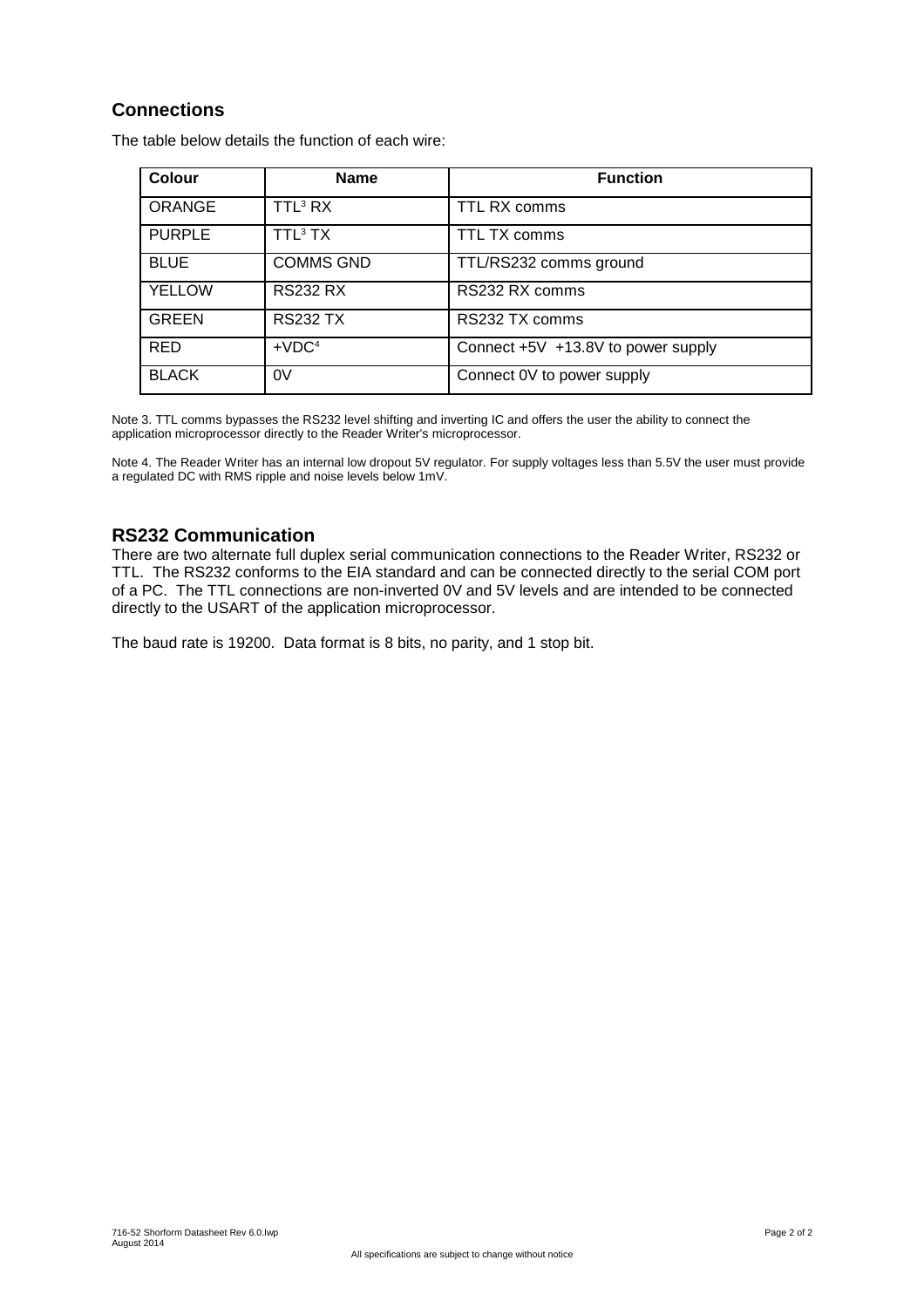## Connections

The table below details the function of each wire:

| Colour | Name | Function |
|---|---|---|
| ORANGE | TTL[3] RX | TTL RX comms |
| PURPLE | TTL[3] TX | TTL TX comms |
| BLUE | COMMS GND | TTL/RS232 comms ground |
| YELLOW | RS232 RX | RS232 RX comms |
| GREEN | RS232 TX | RS232 TX comms |
| RED | +VDC[4] | Connect +5V  +13.8V to power supply |
| BLACK | 0V | Connect 0V to power supply |

Note 3. TTL comms bypasses the RS232 level shifting and inverting IC and offers the user the ability to connect the application microprocessor directly to the Reader Writer's microprocessor.

Note 4. The Reader Writer has an internal low dropout 5V regulator. For supply voltages less than 5.5V the user must provide a regulated DC with RMS ripple and noise levels below 1mV.

## RS232 Communication

There are two alternate full duplex serial communication connections to the Reader Writer, RS232 or TTL. The RS232 conforms to the EIA standard and can be connected directly to the serial COM port of a PC. The TTL connections are non-inverted 0V and 5V levels and are intended to be connected directly to the USART of the application microprocessor.

The baud rate is 19200. Data format is 8 bits, no parity, and 1 stop bit.